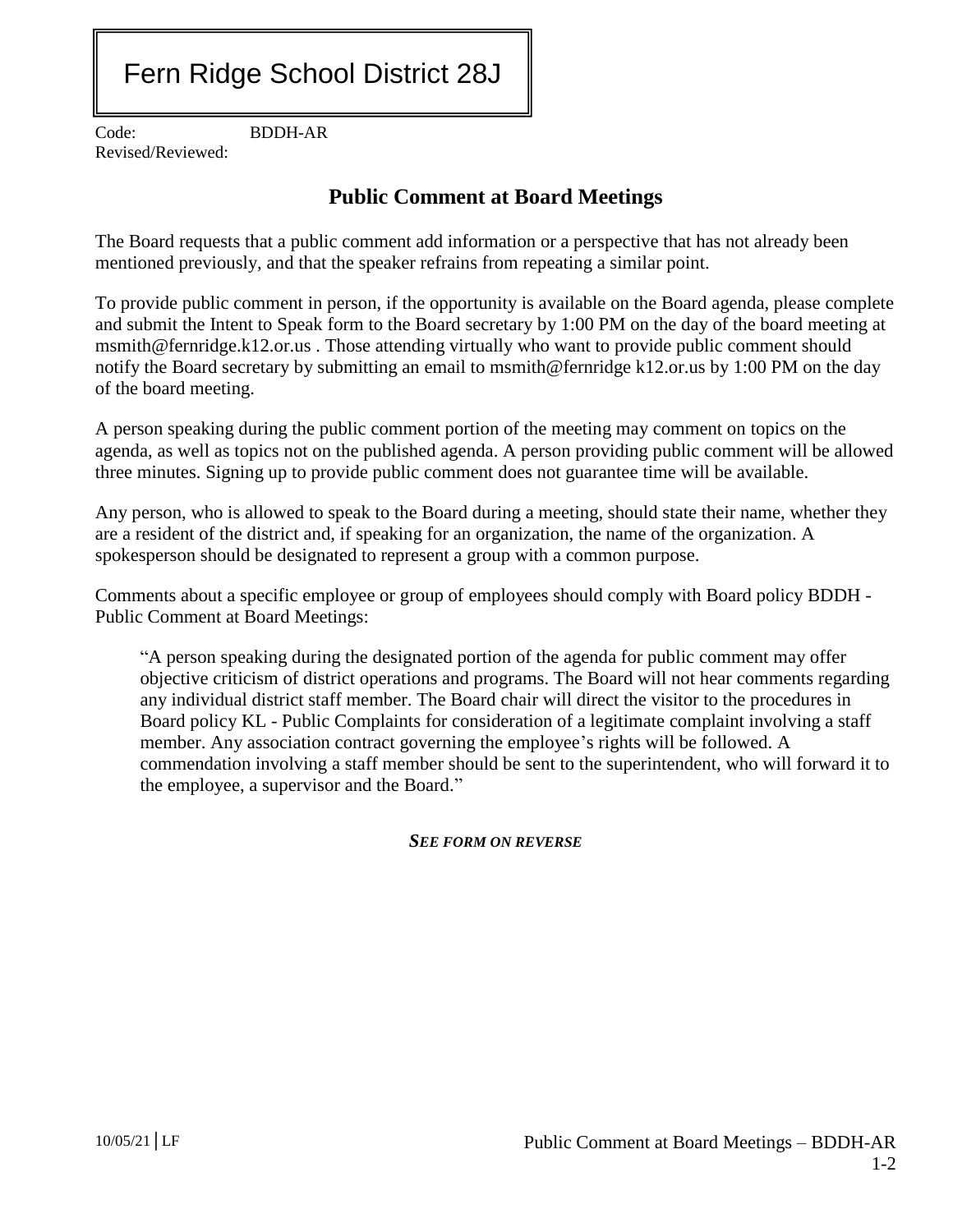# Fern Ridge School District 28J

Code: BDDH-AR
Revised/Reviewed:

## Public Comment at Board Meetings

The Board requests that a public comment add information or a perspective that has not already been mentioned previously, and that the speaker refrains from repeating a similar point.

To provide public comment in person, if the opportunity is available on the Board agenda, please complete and submit the Intent to Speak form to the Board secretary by 1:00 PM on the day of the board meeting at msmith@fernridge.k12.or.us . Those attending virtually who want to provide public comment should notify the Board secretary by submitting an email to msmith@fernridge k12.or.us by 1:00 PM on the day of the board meeting.

A person speaking during the public comment portion of the meeting may comment on topics on the agenda, as well as topics not on the published agenda. A person providing public comment will be allowed three minutes. Signing up to provide public comment does not guarantee time will be available.

Any person, who is allowed to speak to the Board during a meeting, should state their name, whether they are a resident of the district and, if speaking for an organization, the name of the organization. A spokesperson should be designated to represent a group with a common purpose.

Comments about a specific employee or group of employees should comply with Board policy BDDH - Public Comment at Board Meetings:

> "A person speaking during the designated portion of the agenda for public comment may offer objective criticism of district operations and programs. The Board will not hear comments regarding any individual district staff member. The Board chair will direct the visitor to the procedures in Board policy KL - Public Complaints for consideration of a legitimate complaint involving a staff member. Any association contract governing the employee's rights will be followed. A commendation involving a staff member should be sent to the superintendent, who will forward it to the employee, a supervisor and the Board."

***SEE FORM ON REVERSE***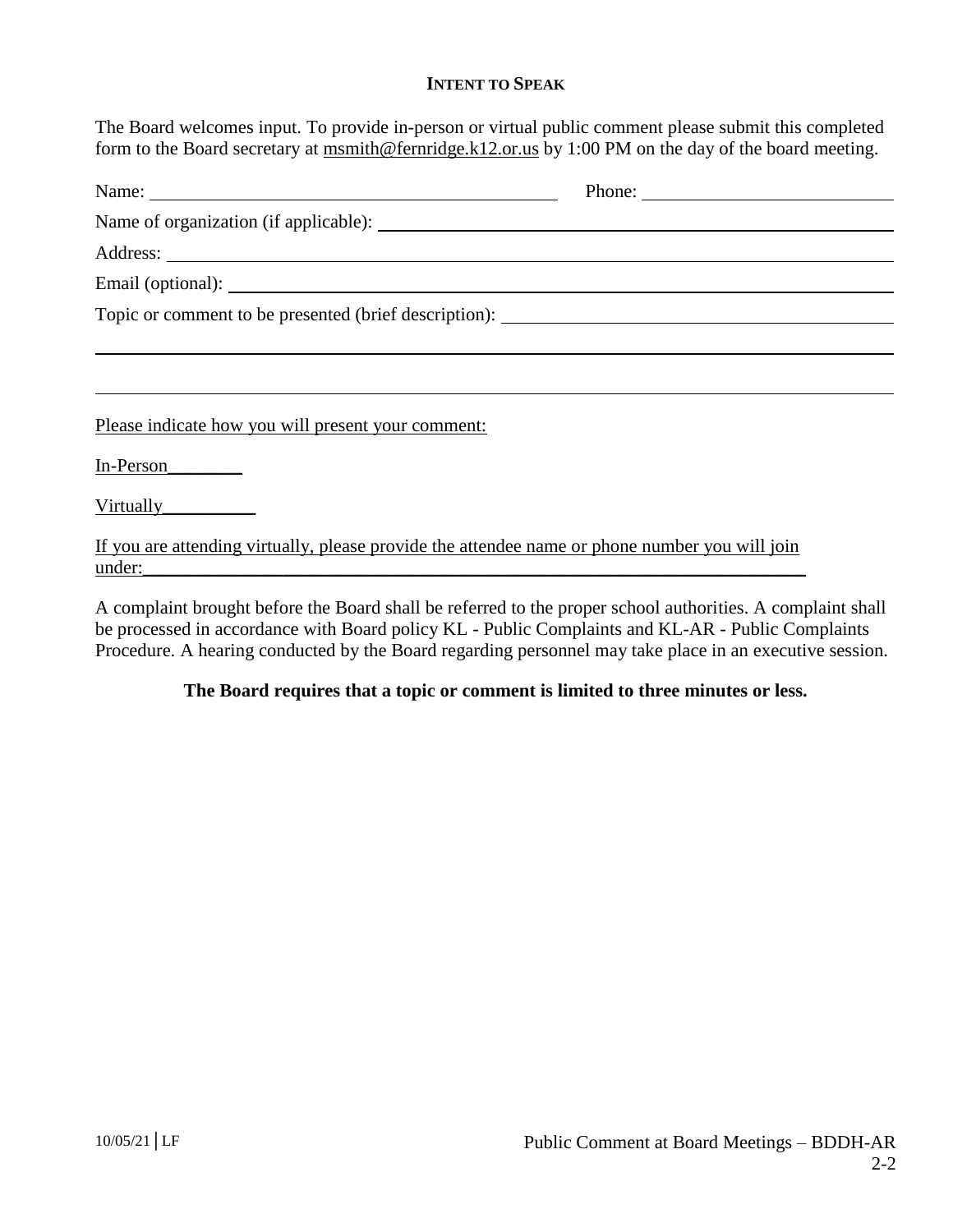### INTENT TO SPEAK

The Board welcomes input. To provide in-person or virtual public comment please submit this completed form to the Board secretary at msmith@fernridge.k12.or.us by 1:00 PM on the day of the board meeting.

Name: ______________________________ Phone: ____________________

Name of organization (if applicable): ________________________________________

Address: ________________________________________________________________

Email (optional): _________________________________________________________

Topic or comment to be presented (brief description): ______________________________

______________________________________________________________________

______________________________________________________________________

Please indicate how you will present your comment:

In-Person________

Virtually__________

If you are attending virtually, please provide the attendee name or phone number you will join under:____________________________________________________________

A complaint brought before the Board shall be referred to the proper school authorities. A complaint shall be processed in accordance with Board policy KL - Public Complaints and KL-AR - Public Complaints Procedure. A hearing conducted by the Board regarding personnel may take place in an executive session.

**The Board requires that a topic or comment is limited to three minutes or less.**